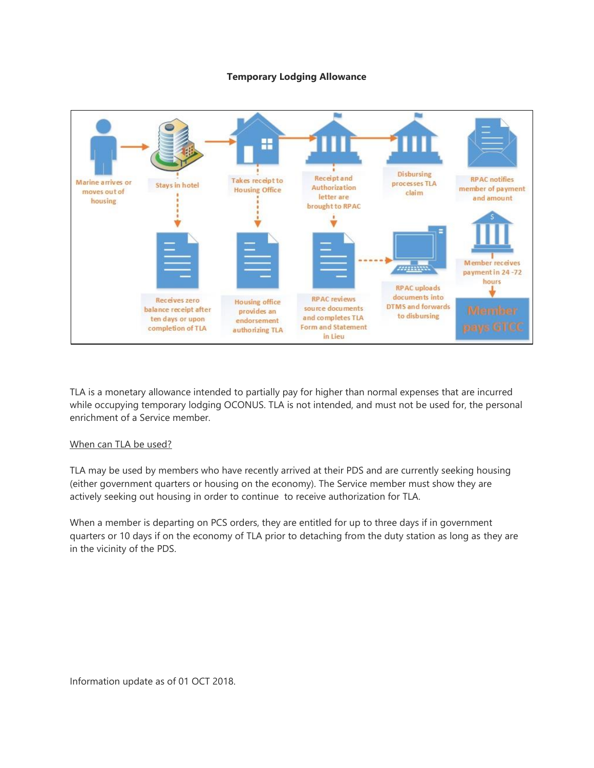**Temporary Lodging Allowance**

- Marine arrives or moves out of housing
- Stays in hotel
  - Receives zero balance receipt after ten days or upon completion of TLA
- Takes receipt to Housing Office
  - Housing office provides an endorsement authorizing TLA
- Receipt and Authorization letter are brought to RPAC
  - RPAC reviews source documents and completes TLA Form and Statement in Lieu
  - RPAC uploads documents into DTMS and forwards to disbursing
- Disbursing processes TLA claim
- RPAC notifies member of payment and amount
- Member receives payment in 24 -72 hours
- Member pays GTCC

TLA is a monetary allowance intended to partially pay for higher than normal expenses that are incurred while occupying temporary lodging OCONUS. TLA is not intended, and must not be used for, the personal enrichment of a Service member.

<u>When can TLA be used?</u>

TLA may be used by members who have recently arrived at their PDS and are currently seeking housing (either government quarters or housing on the economy). The Service member must show they are actively seeking out housing in order to continue to receive authorization for TLA.

When a member is departing on PCS orders, they are entitled for up to three days if in government quarters or 10 days if on the economy of TLA prior to detaching from the duty station as long as they are in the vicinity of the PDS.

Information update as of 01 OCT 2018.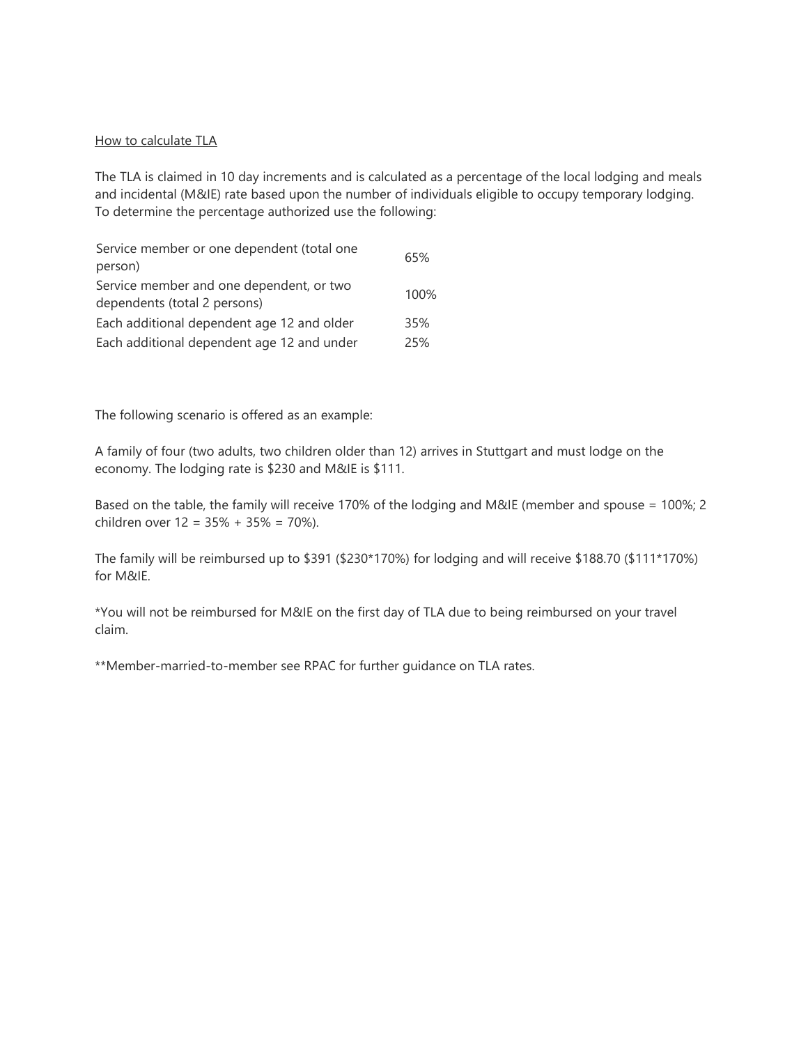How to calculate TLA

The TLA is claimed in 10 day increments and is calculated as a percentage of the local lodging and meals and incidental (M&IE) rate based upon the number of individuals eligible to occupy temporary lodging. To determine the percentage authorized use the following:

| | |
|---|---|
| Service member or one dependent (total one person) | 65% |
| Service member and one dependent, or two dependents (total 2 persons) | 100% |
| Each additional dependent age 12 and older | 35% |
| Each additional dependent age 12 and under | 25% |

The following scenario is offered as an example:

A family of four (two adults, two children older than 12) arrives in Stuttgart and must lodge on the economy. The lodging rate is $230 and M&IE is $111.

Based on the table, the family will receive 170% of the lodging and M&IE (member and spouse = 100%; 2 children over 12 = 35% + 35% = 70%).

The family will be reimbursed up to $391 ($230*170%) for lodging and will receive $188.70 ($111*170%) for M&IE.

*You will not be reimbursed for M&IE on the first day of TLA due to being reimbursed on your travel claim.

**Member-married-to-member see RPAC for further guidance on TLA rates.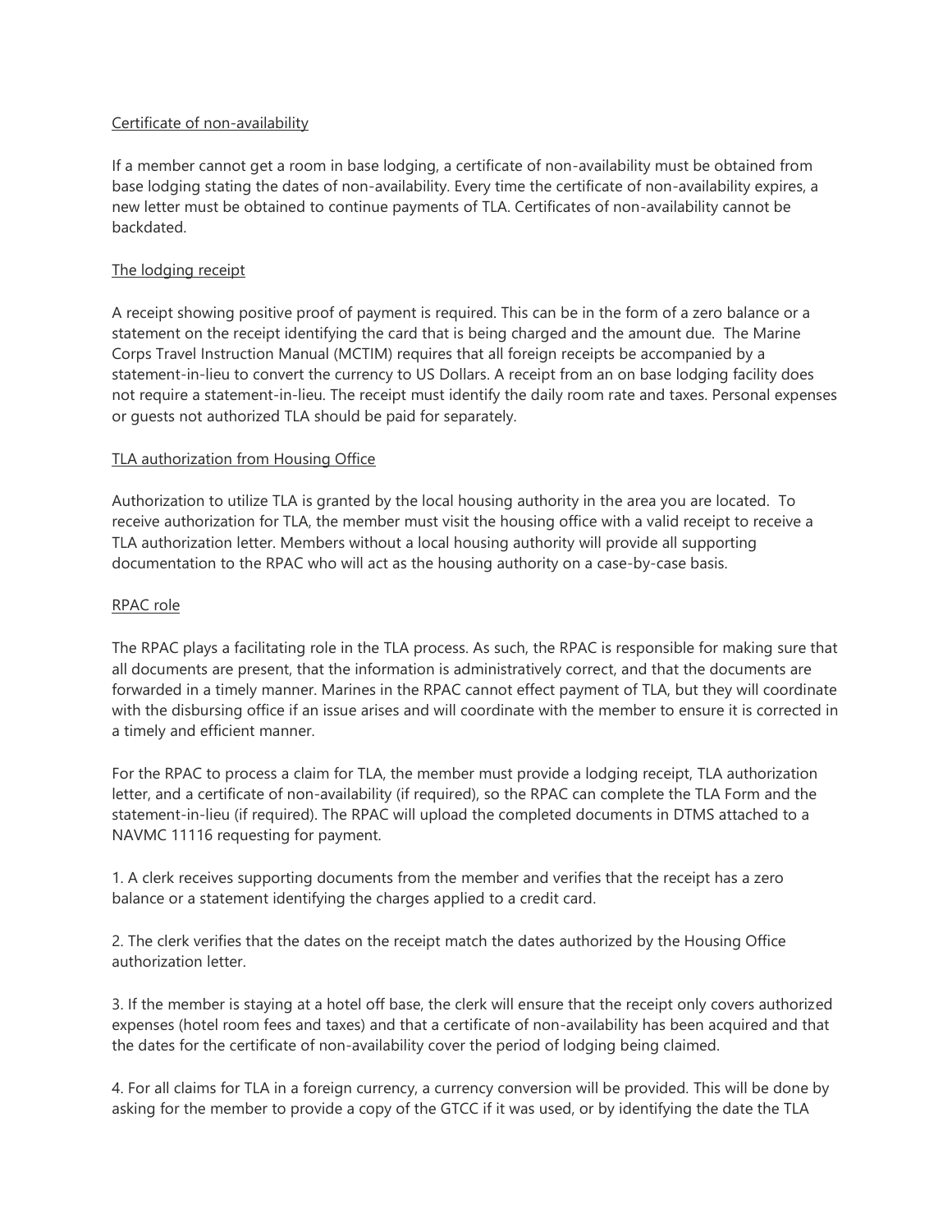<u>Certificate of non-availability</u>

If a member cannot get a room in base lodging, a certificate of non-availability must be obtained from base lodging stating the dates of non-availability. Every time the certificate of non-availability expires, a new letter must be obtained to continue payments of TLA. Certificates of non-availability cannot be backdated.

<u>The lodging receipt</u>

A receipt showing positive proof of payment is required. This can be in the form of a zero balance or a statement on the receipt identifying the card that is being charged and the amount due. The Marine Corps Travel Instruction Manual (MCTIM) requires that all foreign receipts be accompanied by a statement-in-lieu to convert the currency to US Dollars. A receipt from an on base lodging facility does not require a statement-in-lieu. The receipt must identify the daily room rate and taxes. Personal expenses or guests not authorized TLA should be paid for separately.

<u>TLA authorization from Housing Office</u>

Authorization to utilize TLA is granted by the local housing authority in the area you are located. To receive authorization for TLA, the member must visit the housing office with a valid receipt to receive a TLA authorization letter. Members without a local housing authority will provide all supporting documentation to the RPAC who will act as the housing authority on a case-by-case basis.

<u>RPAC role</u>

The RPAC plays a facilitating role in the TLA process. As such, the RPAC is responsible for making sure that all documents are present, that the information is administratively correct, and that the documents are forwarded in a timely manner. Marines in the RPAC cannot effect payment of TLA, but they will coordinate with the disbursing office if an issue arises and will coordinate with the member to ensure it is corrected in a timely and efficient manner.

For the RPAC to process a claim for TLA, the member must provide a lodging receipt, TLA authorization letter, and a certificate of non-availability (if required), so the RPAC can complete the TLA Form and the statement-in-lieu (if required). The RPAC will upload the completed documents in DTMS attached to a NAVMC 11116 requesting for payment.

1. A clerk receives supporting documents from the member and verifies that the receipt has a zero balance or a statement identifying the charges applied to a credit card.

2. The clerk verifies that the dates on the receipt match the dates authorized by the Housing Office authorization letter.

3. If the member is staying at a hotel off base, the clerk will ensure that the receipt only covers authorized expenses (hotel room fees and taxes) and that a certificate of non-availability has been acquired and that the dates for the certificate of non-availability cover the period of lodging being claimed.

4. For all claims for TLA in a foreign currency, a currency conversion will be provided. This will be done by asking for the member to provide a copy of the GTCC if it was used, or by identifying the date the TLA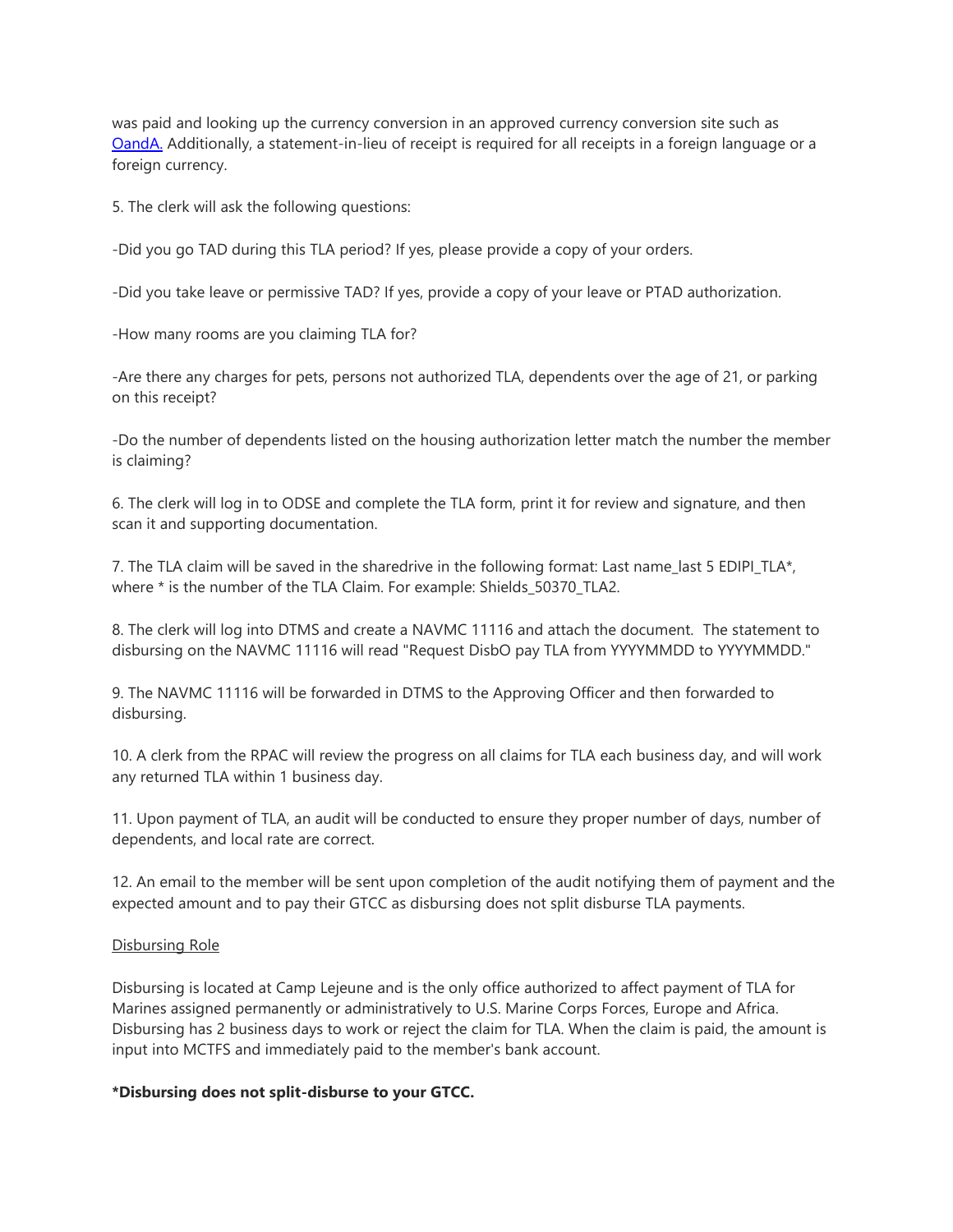was paid and looking up the currency conversion in an approved currency conversion site such as [OandA.](OandA) Additionally, a statement-in-lieu of receipt is required for all receipts in a foreign language or a foreign currency.

5. The clerk will ask the following questions:

-Did you go TAD during this TLA period? If yes, please provide a copy of your orders.

-Did you take leave or permissive TAD? If yes, provide a copy of your leave or PTAD authorization.

-How many rooms are you claiming TLA for?

-Are there any charges for pets, persons not authorized TLA, dependents over the age of 21, or parking on this receipt?

-Do the number of dependents listed on the housing authorization letter match the number the member is claiming?

6. The clerk will log in to ODSE and complete the TLA form, print it for review and signature, and then scan it and supporting documentation.

7. The TLA claim will be saved in the sharedrive in the following format: Last name_last 5 EDIPI_TLA*, where * is the number of the TLA Claim. For example: Shields_50370_TLA2.

8. The clerk will log into DTMS and create a NAVMC 11116 and attach the document. The statement to disbursing on the NAVMC 11116 will read "Request DisbO pay TLA from YYYYMMDD to YYYYMMDD."

9. The NAVMC 11116 will be forwarded in DTMS to the Approving Officer and then forwarded to disbursing.

10. A clerk from the RPAC will review the progress on all claims for TLA each business day, and will work any returned TLA within 1 business day.

11. Upon payment of TLA, an audit will be conducted to ensure they proper number of days, number of dependents, and local rate are correct.

12. An email to the member will be sent upon completion of the audit notifying them of payment and the expected amount and to pay their GTCC as disbursing does not split disburse TLA payments.

<u>Disbursing Role</u>

Disbursing is located at Camp Lejeune and is the only office authorized to affect payment of TLA for Marines assigned permanently or administratively to U.S. Marine Corps Forces, Europe and Africa. Disbursing has 2 business days to work or reject the claim for TLA. When the claim is paid, the amount is input into MCTFS and immediately paid to the member's bank account.

**\*Disbursing does not split-disburse to your GTCC.**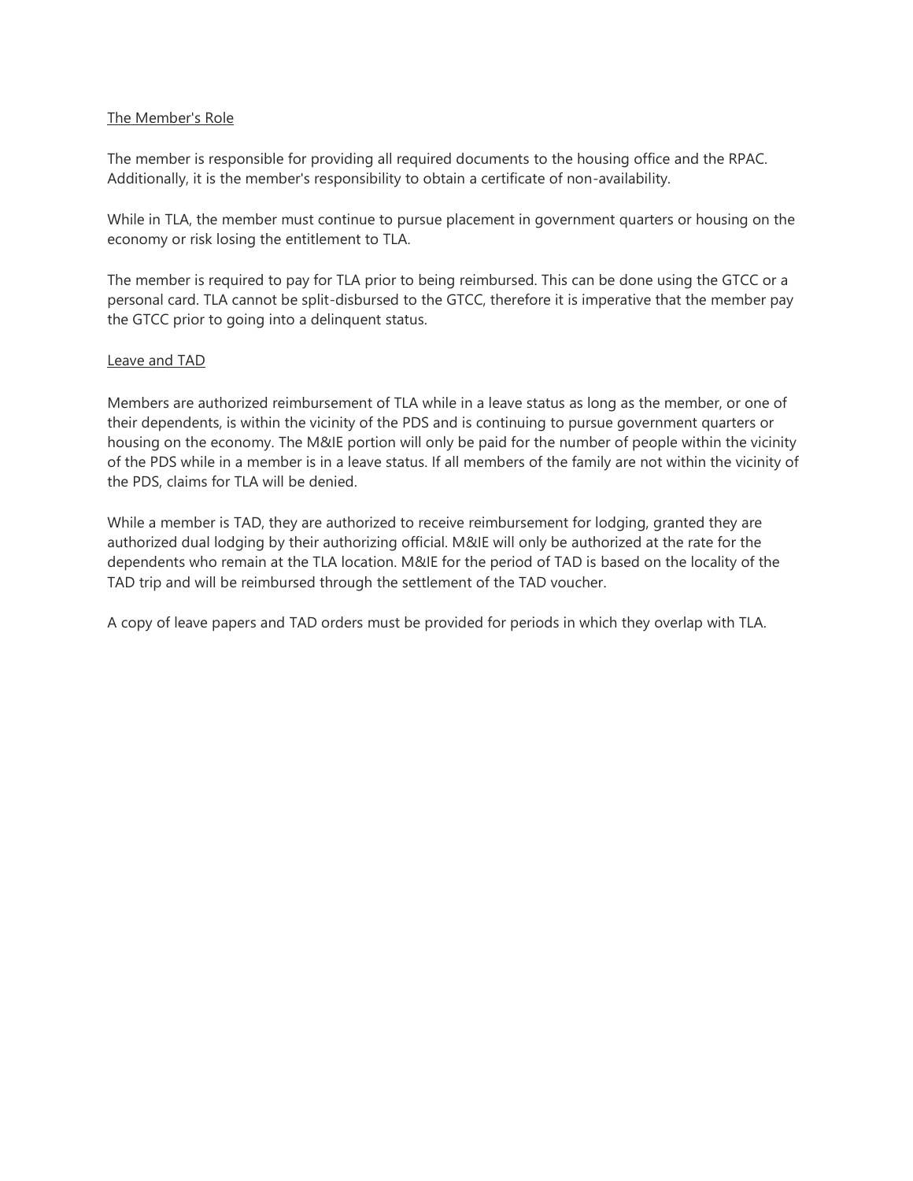## The Member's Role

The member is responsible for providing all required documents to the housing office and the RPAC. Additionally, it is the member's responsibility to obtain a certificate of non-availability.

While in TLA, the member must continue to pursue placement in government quarters or housing on the economy or risk losing the entitlement to TLA.

The member is required to pay for TLA prior to being reimbursed. This can be done using the GTCC or a personal card. TLA cannot be split-disbursed to the GTCC, therefore it is imperative that the member pay the GTCC prior to going into a delinquent status.

## Leave and TAD

Members are authorized reimbursement of TLA while in a leave status as long as the member, or one of their dependents, is within the vicinity of the PDS and is continuing to pursue government quarters or housing on the economy. The M&IE portion will only be paid for the number of people within the vicinity of the PDS while in a member is in a leave status. If all members of the family are not within the vicinity of the PDS, claims for TLA will be denied.

While a member is TAD, they are authorized to receive reimbursement for lodging, granted they are authorized dual lodging by their authorizing official. M&IE will only be authorized at the rate for the dependents who remain at the TLA location. M&IE for the period of TAD is based on the locality of the TAD trip and will be reimbursed through the settlement of the TAD voucher.

A copy of leave papers and TAD orders must be provided for periods in which they overlap with TLA.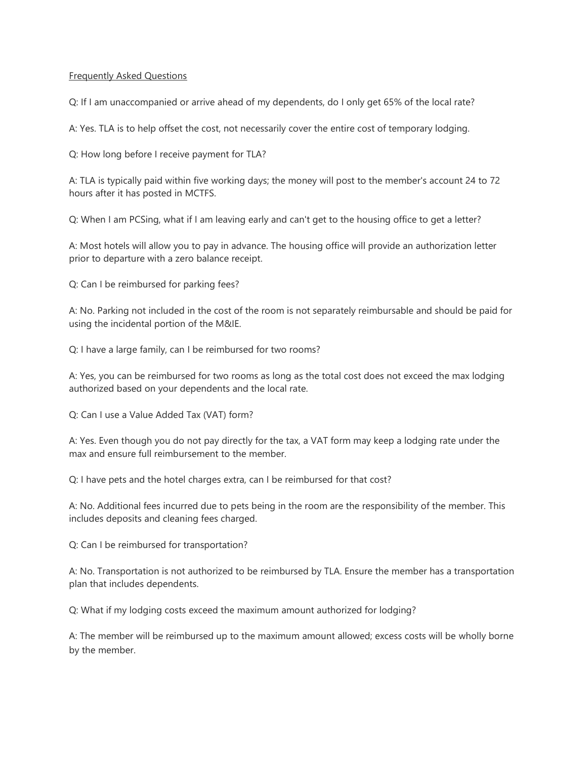Frequently Asked Questions

Q: If I am unaccompanied or arrive ahead of my dependents, do I only get 65% of the local rate?

A: Yes. TLA is to help offset the cost, not necessarily cover the entire cost of temporary lodging.

Q: How long before I receive payment for TLA?

A: TLA is typically paid within five working days; the money will post to the member's account 24 to 72 hours after it has posted in MCTFS.

Q: When I am PCSing, what if I am leaving early and can't get to the housing office to get a letter?

A: Most hotels will allow you to pay in advance. The housing office will provide an authorization letter prior to departure with a zero balance receipt.

Q: Can I be reimbursed for parking fees?

A: No. Parking not included in the cost of the room is not separately reimbursable and should be paid for using the incidental portion of the M&IE.

Q: I have a large family, can I be reimbursed for two rooms?

A: Yes, you can be reimbursed for two rooms as long as the total cost does not exceed the max lodging authorized based on your dependents and the local rate.

Q: Can I use a Value Added Tax (VAT) form?

A: Yes. Even though you do not pay directly for the tax, a VAT form may keep a lodging rate under the max and ensure full reimbursement to the member.

Q: I have pets and the hotel charges extra, can I be reimbursed for that cost?

A: No. Additional fees incurred due to pets being in the room are the responsibility of the member. This includes deposits and cleaning fees charged.

Q: Can I be reimbursed for transportation?

A: No. Transportation is not authorized to be reimbursed by TLA. Ensure the member has a transportation plan that includes dependents.

Q: What if my lodging costs exceed the maximum amount authorized for lodging?

A: The member will be reimbursed up to the maximum amount allowed; excess costs will be wholly borne by the member.